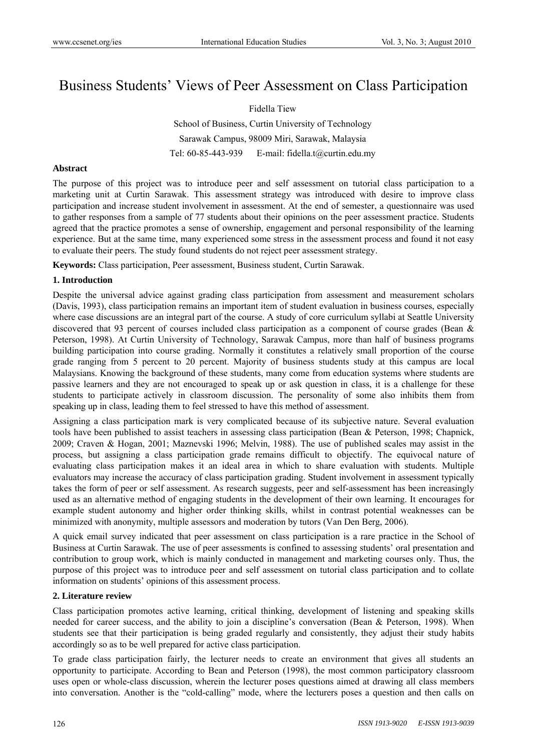# Business Students' Views of Peer Assessment on Class Participation

Fidella Tiew

School of Business, Curtin University of Technology

Sarawak Campus, 98009 Miri, Sarawak, Malaysia

Tel: 60-85-443-939 E-mail: fidella.t@curtin.edu.my

**Abstract**

The purpose of this project was to introduce peer and self assessment on tutorial class participation to a marketing unit at Curtin Sarawak. This assessment strategy was introduced with desire to improve class participation and increase student involvement in assessment. At the end of semester, a questionnaire was used to gather responses from a sample of 77 students about their opinions on the peer assessment practice. Students agreed that the practice promotes a sense of ownership, engagement and personal responsibility of the learning experience. But at the same time, many experienced some stress in the assessment process and found it not easy to evaluate their peers. The study found students do not reject peer assessment strategy.

**Keywords:** Class participation, Peer assessment, Business student, Curtin Sarawak.

## 1. Introduction

Despite the universal advice against grading class participation from assessment and measurement scholars (Davis, 1993), class participation remains an important item of student evaluation in business courses, especially where case discussions are an integral part of the course. A study of core curriculum syllabi at Seattle University discovered that 93 percent of courses included class participation as a component of course grades (Bean & Peterson, 1998). At Curtin University of Technology, Sarawak Campus, more than half of business programs building participation into course grading. Normally it constitutes a relatively small proportion of the course grade ranging from 5 percent to 20 percent. Majority of business students study at this campus are local Malaysians. Knowing the background of these students, many come from education systems where students are passive learners and they are not encouraged to speak up or ask question in class, it is a challenge for these students to participate actively in classroom discussion. The personality of some also inhibits them from speaking up in class, leading them to feel stressed to have this method of assessment.

Assigning a class participation mark is very complicated because of its subjective nature. Several evaluation tools have been published to assist teachers in assessing class participation (Bean & Peterson, 1998; Chapnick, 2009; Craven & Hogan, 2001; Maznevski 1996; Melvin, 1988). The use of published scales may assist in the process, but assigning a class participation grade remains difficult to objectify. The equivocal nature of evaluating class participation makes it an ideal area in which to share evaluation with students. Multiple evaluators may increase the accuracy of class participation grading. Student involvement in assessment typically takes the form of peer or self assessment. As research suggests, peer and self-assessment has been increasingly used as an alternative method of engaging students in the development of their own learning. It encourages for example student autonomy and higher order thinking skills, whilst in contrast potential weaknesses can be minimized with anonymity, multiple assessors and moderation by tutors (Van Den Berg, 2006).

A quick email survey indicated that peer assessment on class participation is a rare practice in the School of Business at Curtin Sarawak. The use of peer assessments is confined to assessing students' oral presentation and contribution to group work, which is mainly conducted in management and marketing courses only. Thus, the purpose of this project was to introduce peer and self assessment on tutorial class participation and to collate information on students' opinions of this assessment process.

## 2. Literature review

Class participation promotes active learning, critical thinking, development of listening and speaking skills needed for career success, and the ability to join a discipline's conversation (Bean & Peterson, 1998). When students see that their participation is being graded regularly and consistently, they adjust their study habits accordingly so as to be well prepared for active class participation.

To grade class participation fairly, the lecturer needs to create an environment that gives all students an opportunity to participate. According to Bean and Peterson (1998), the most common participatory classroom uses open or whole-class discussion, wherein the lecturer poses questions aimed at drawing all class members into conversation. Another is the "cold-calling" mode, where the lecturers poses a question and then calls on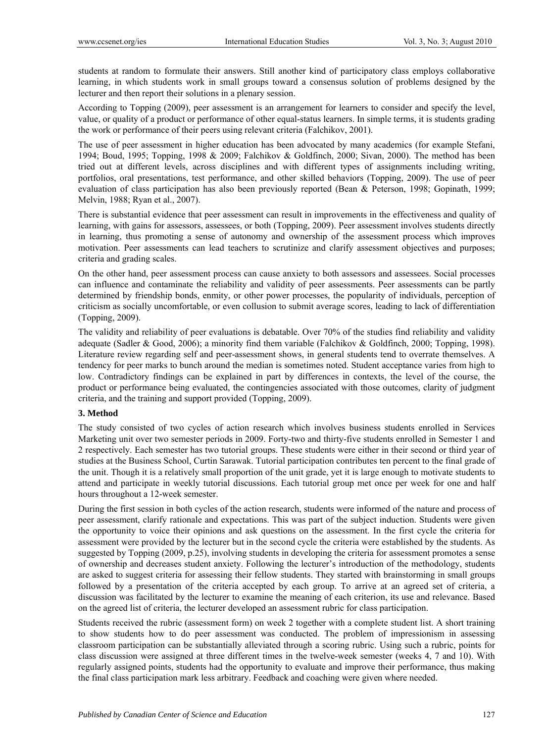students at random to formulate their answers. Still another kind of participatory class employs collaborative learning, in which students work in small groups toward a consensus solution of problems designed by the lecturer and then report their solutions in a plenary session.

According to Topping (2009), peer assessment is an arrangement for learners to consider and specify the level, value, or quality of a product or performance of other equal-status learners. In simple terms, it is students grading the work or performance of their peers using relevant criteria (Falchikov, 2001).

The use of peer assessment in higher education has been advocated by many academics (for example Stefani, 1994; Boud, 1995; Topping, 1998 & 2009; Falchikov & Goldfinch, 2000; Sivan, 2000). The method has been tried out at different levels, across disciplines and with different types of assignments including writing, portfolios, oral presentations, test performance, and other skilled behaviors (Topping, 2009). The use of peer evaluation of class participation has also been previously reported (Bean & Peterson, 1998; Gopinath, 1999; Melvin, 1988; Ryan et al., 2007).

There is substantial evidence that peer assessment can result in improvements in the effectiveness and quality of learning, with gains for assessors, assessees, or both (Topping, 2009). Peer assessment involves students directly in learning, thus promoting a sense of autonomy and ownership of the assessment process which improves motivation. Peer assessments can lead teachers to scrutinize and clarify assessment objectives and purposes; criteria and grading scales.

On the other hand, peer assessment process can cause anxiety to both assessors and assessees. Social processes can influence and contaminate the reliability and validity of peer assessments. Peer assessments can be partly determined by friendship bonds, enmity, or other power processes, the popularity of individuals, perception of criticism as socially uncomfortable, or even collusion to submit average scores, leading to lack of differentiation (Topping, 2009).

The validity and reliability of peer evaluations is debatable. Over 70% of the studies find reliability and validity adequate (Sadler & Good, 2006); a minority find them variable (Falchikov & Goldfinch, 2000; Topping, 1998). Literature review regarding self and peer-assessment shows, in general students tend to overrate themselves. A tendency for peer marks to bunch around the median is sometimes noted. Student acceptance varies from high to low. Contradictory findings can be explained in part by differences in contexts, the level of the course, the product or performance being evaluated, the contingencies associated with those outcomes, clarity of judgment criteria, and the training and support provided (Topping, 2009).

## 3. Method

The study consisted of two cycles of action research which involves business students enrolled in Services Marketing unit over two semester periods in 2009. Forty-two and thirty-five students enrolled in Semester 1 and 2 respectively. Each semester has two tutorial groups. These students were either in their second or third year of studies at the Business School, Curtin Sarawak. Tutorial participation contributes ten percent to the final grade of the unit. Though it is a relatively small proportion of the unit grade, yet it is large enough to motivate students to attend and participate in weekly tutorial discussions. Each tutorial group met once per week for one and half hours throughout a 12-week semester.

During the first session in both cycles of the action research, students were informed of the nature and process of peer assessment, clarify rationale and expectations. This was part of the subject induction. Students were given the opportunity to voice their opinions and ask questions on the assessment. In the first cycle the criteria for assessment were provided by the lecturer but in the second cycle the criteria were established by the students. As suggested by Topping (2009, p.25), involving students in developing the criteria for assessment promotes a sense of ownership and decreases student anxiety. Following the lecturer's introduction of the methodology, students are asked to suggest criteria for assessing their fellow students. They started with brainstorming in small groups followed by a presentation of the criteria accepted by each group. To arrive at an agreed set of criteria, a discussion was facilitated by the lecturer to examine the meaning of each criterion, its use and relevance. Based on the agreed list of criteria, the lecturer developed an assessment rubric for class participation.

Students received the rubric (assessment form) on week 2 together with a complete student list. A short training to show students how to do peer assessment was conducted. The problem of impressionism in assessing classroom participation can be substantially alleviated through a scoring rubric. Using such a rubric, points for class discussion were assigned at three different times in the twelve-week semester (weeks 4, 7 and 10). With regularly assigned points, students had the opportunity to evaluate and improve their performance, thus making the final class participation mark less arbitrary. Feedback and coaching were given where needed.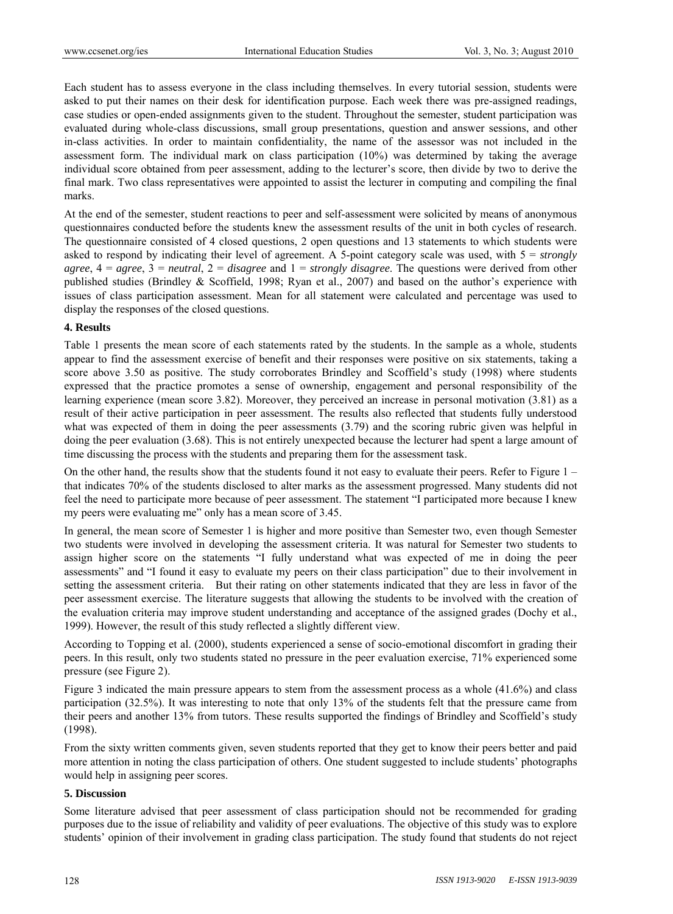Each student has to assess everyone in the class including themselves. In every tutorial session, students were asked to put their names on their desk for identification purpose. Each week there was pre-assigned readings, case studies or open-ended assignments given to the student. Throughout the semester, student participation was evaluated during whole-class discussions, small group presentations, question and answer sessions, and other in-class activities. In order to maintain confidentiality, the name of the assessor was not included in the assessment form. The individual mark on class participation (10%) was determined by taking the average individual score obtained from peer assessment, adding to the lecturer's score, then divide by two to derive the final mark. Two class representatives were appointed to assist the lecturer in computing and compiling the final marks.

At the end of the semester, student reactions to peer and self-assessment were solicited by means of anonymous questionnaires conducted before the students knew the assessment results of the unit in both cycles of research. The questionnaire consisted of 4 closed questions, 2 open questions and 13 statements to which students were asked to respond by indicating their level of agreement. A 5-point category scale was used, with 5 = *strongly agree*, 4 = *agree*, 3 = *neutral*, 2 = *disagree* and 1 = *strongly disagree*. The questions were derived from other published studies (Brindley & Scoffield, 1998; Ryan et al., 2007) and based on the author's experience with issues of class participation assessment. Mean for all statement were calculated and percentage was used to display the responses of the closed questions.

## 4. Results

Table 1 presents the mean score of each statements rated by the students. In the sample as a whole, students appear to find the assessment exercise of benefit and their responses were positive on six statements, taking a score above 3.50 as positive. The study corroborates Brindley and Scoffield's study (1998) where students expressed that the practice promotes a sense of ownership, engagement and personal responsibility of the learning experience (mean score 3.82). Moreover, they perceived an increase in personal motivation (3.81) as a result of their active participation in peer assessment. The results also reflected that students fully understood what was expected of them in doing the peer assessments (3.79) and the scoring rubric given was helpful in doing the peer evaluation (3.68). This is not entirely unexpected because the lecturer had spent a large amount of time discussing the process with the students and preparing them for the assessment task.

On the other hand, the results show that the students found it not easy to evaluate their peers. Refer to Figure 1 – that indicates 70% of the students disclosed to alter marks as the assessment progressed. Many students did not feel the need to participate more because of peer assessment. The statement "I participated more because I knew my peers were evaluating me" only has a mean score of 3.45.

In general, the mean score of Semester 1 is higher and more positive than Semester two, even though Semester two students were involved in developing the assessment criteria. It was natural for Semester two students to assign higher score on the statements "I fully understand what was expected of me in doing the peer assessments" and "I found it easy to evaluate my peers on their class participation" due to their involvement in setting the assessment criteria. But their rating on other statements indicated that they are less in favor of the peer assessment exercise. The literature suggests that allowing the students to be involved with the creation of the evaluation criteria may improve student understanding and acceptance of the assigned grades (Dochy et al., 1999). However, the result of this study reflected a slightly different view.

According to Topping et al. (2000), students experienced a sense of socio-emotional discomfort in grading their peers. In this result, only two students stated no pressure in the peer evaluation exercise, 71% experienced some pressure (see Figure 2).

Figure 3 indicated the main pressure appears to stem from the assessment process as a whole (41.6%) and class participation (32.5%). It was interesting to note that only 13% of the students felt that the pressure came from their peers and another 13% from tutors. These results supported the findings of Brindley and Scoffield's study (1998).

From the sixty written comments given, seven students reported that they get to know their peers better and paid more attention in noting the class participation of others. One student suggested to include students' photographs would help in assigning peer scores.

## 5. Discussion

Some literature advised that peer assessment of class participation should not be recommended for grading purposes due to the issue of reliability and validity of peer evaluations. The objective of this study was to explore students' opinion of their involvement in grading class participation. The study found that students do not reject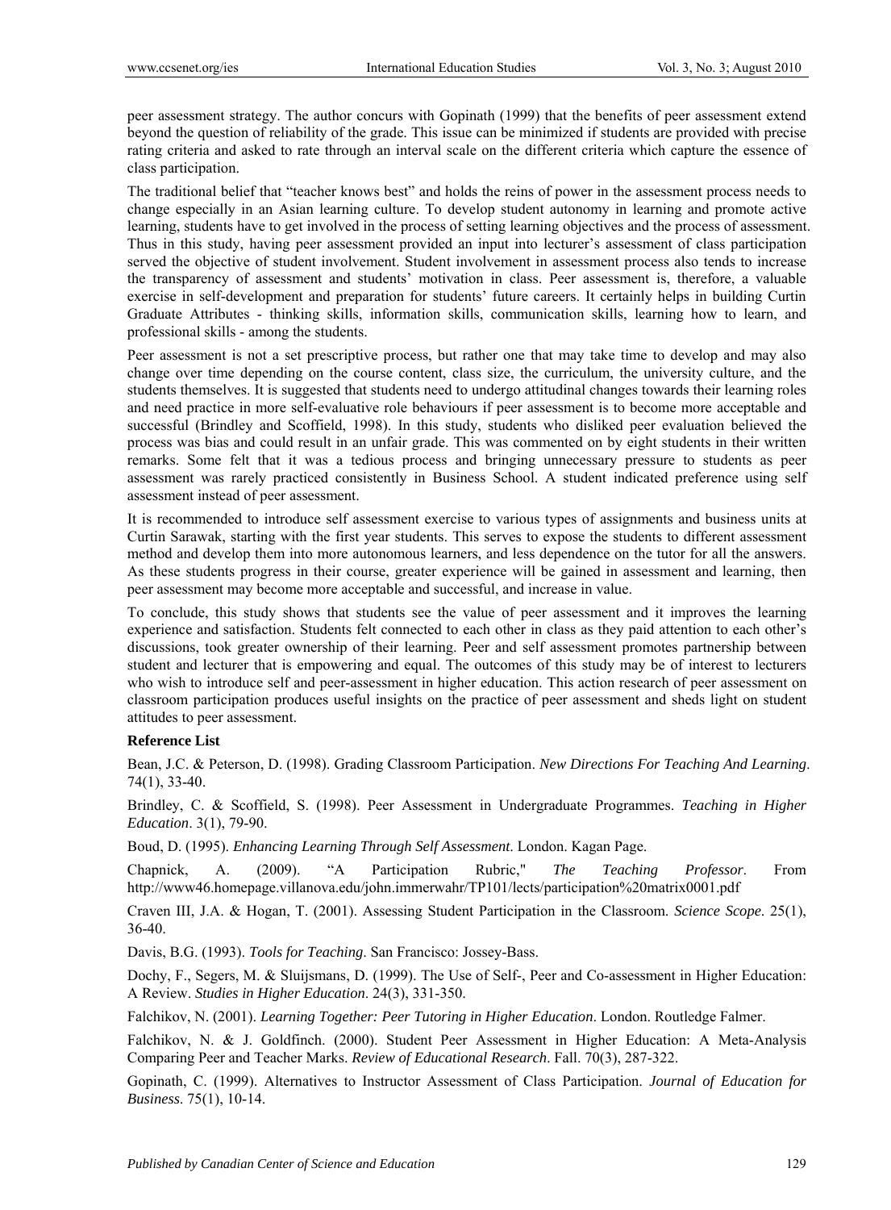peer assessment strategy. The author concurs with Gopinath (1999) that the benefits of peer assessment extend beyond the question of reliability of the grade. This issue can be minimized if students are provided with precise rating criteria and asked to rate through an interval scale on the different criteria which capture the essence of class participation.

The traditional belief that "teacher knows best" and holds the reins of power in the assessment process needs to change especially in an Asian learning culture. To develop student autonomy in learning and promote active learning, students have to get involved in the process of setting learning objectives and the process of assessment. Thus in this study, having peer assessment provided an input into lecturer's assessment of class participation served the objective of student involvement. Student involvement in assessment process also tends to increase the transparency of assessment and students' motivation in class. Peer assessment is, therefore, a valuable exercise in self-development and preparation for students' future careers. It certainly helps in building Curtin Graduate Attributes - thinking skills, information skills, communication skills, learning how to learn, and professional skills - among the students.

Peer assessment is not a set prescriptive process, but rather one that may take time to develop and may also change over time depending on the course content, class size, the curriculum, the university culture, and the students themselves. It is suggested that students need to undergo attitudinal changes towards their learning roles and need practice in more self-evaluative role behaviours if peer assessment is to become more acceptable and successful (Brindley and Scoffield, 1998). In this study, students who disliked peer evaluation believed the process was bias and could result in an unfair grade. This was commented on by eight students in their written remarks. Some felt that it was a tedious process and bringing unnecessary pressure to students as peer assessment was rarely practiced consistently in Business School. A student indicated preference using self assessment instead of peer assessment.

It is recommended to introduce self assessment exercise to various types of assignments and business units at Curtin Sarawak, starting with the first year students. This serves to expose the students to different assessment method and develop them into more autonomous learners, and less dependence on the tutor for all the answers. As these students progress in their course, greater experience will be gained in assessment and learning, then peer assessment may become more acceptable and successful, and increase in value.

To conclude, this study shows that students see the value of peer assessment and it improves the learning experience and satisfaction. Students felt connected to each other in class as they paid attention to each other's discussions, took greater ownership of their learning. Peer and self assessment promotes partnership between student and lecturer that is empowering and equal. The outcomes of this study may be of interest to lecturers who wish to introduce self and peer-assessment in higher education. This action research of peer assessment on classroom participation produces useful insights on the practice of peer assessment and sheds light on student attitudes to peer assessment.

**Reference List**

Bean, J.C. & Peterson, D. (1998). Grading Classroom Participation. *New Directions For Teaching And Learning*. 74(1), 33-40.

Brindley, C. & Scoffield, S. (1998). Peer Assessment in Undergraduate Programmes. *Teaching in Higher Education*. 3(1), 79-90.

Boud, D. (1995). *Enhancing Learning Through Self Assessment*. London. Kagan Page.

Chapnick, A. (2009). "A Participation Rubric," *The Teaching Professor*. From http://www46.homepage.villanova.edu/john.immerwahr/TP101/lects/participation%20matrix0001.pdf

Craven III, J.A. & Hogan, T. (2001). Assessing Student Participation in the Classroom. *Science Scope*. 25(1), 36-40.

Davis, B.G. (1993). *Tools for Teaching*. San Francisco: Jossey-Bass.

Dochy, F., Segers, M. & Sluijsmans, D. (1999). The Use of Self-, Peer and Co-assessment in Higher Education: A Review. *Studies in Higher Education*. 24(3), 331-350.

Falchikov, N. (2001). *Learning Together: Peer Tutoring in Higher Education*. London. Routledge Falmer.

Falchikov, N. & J. Goldfinch. (2000). Student Peer Assessment in Higher Education: A Meta-Analysis Comparing Peer and Teacher Marks. *Review of Educational Research*. Fall. 70(3), 287-322.

Gopinath, C. (1999). Alternatives to Instructor Assessment of Class Participation. *Journal of Education for Business*. 75(1), 10-14.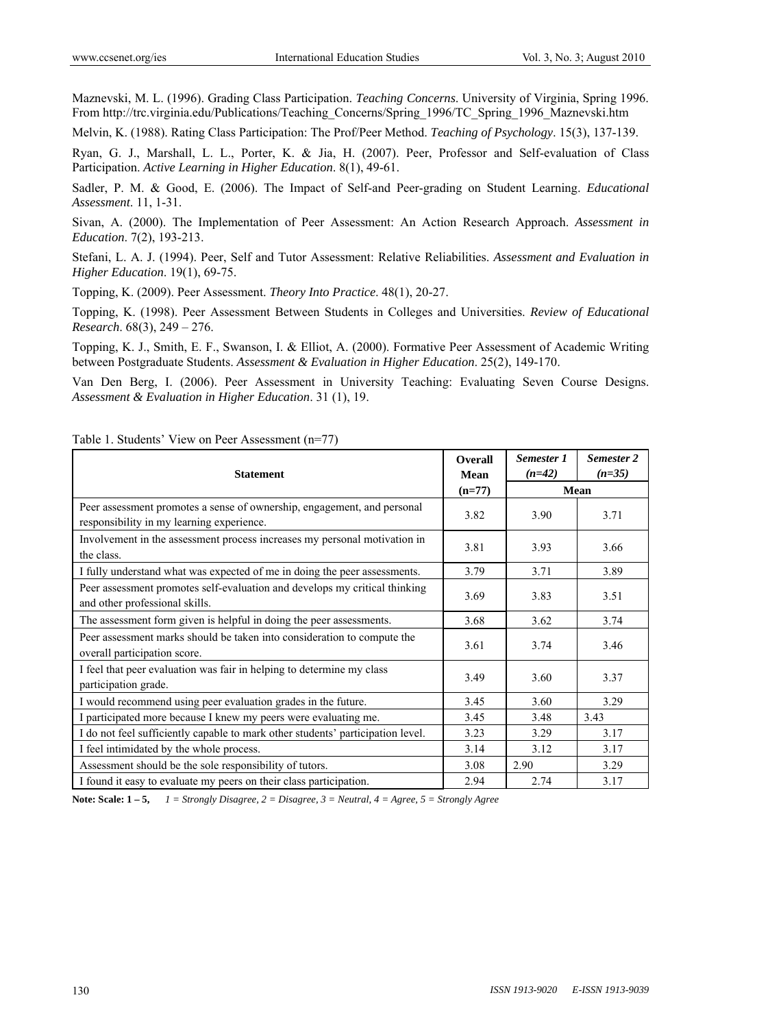Maznevski, M. L. (1996). Grading Class Participation. *Teaching Concerns*. University of Virginia, Spring 1996. From http://trc.virginia.edu/Publications/Teaching_Concerns/Spring_1996/TC_Spring_1996_Maznevski.htm

Melvin, K. (1988). Rating Class Participation: The Prof/Peer Method. *Teaching of Psychology*. 15(3), 137-139.

Ryan, G. J., Marshall, L. L., Porter, K. & Jia, H. (2007). Peer, Professor and Self-evaluation of Class Participation. *Active Learning in Higher Education*. 8(1), 49-61.

Sadler, P. M. & Good, E. (2006). The Impact of Self-and Peer-grading on Student Learning. *Educational Assessment*. 11, 1-31.

Sivan, A. (2000). The Implementation of Peer Assessment: An Action Research Approach. *Assessment in Education*. 7(2), 193-213.

Stefani, L. A. J. (1994). Peer, Self and Tutor Assessment: Relative Reliabilities. *Assessment and Evaluation in Higher Education*. 19(1), 69-75.

Topping, K. (2009). Peer Assessment. *Theory Into Practice*. 48(1), 20-27.

Topping, K. (1998). Peer Assessment Between Students in Colleges and Universities. *Review of Educational Research*. 68(3), 249 – 276.

Topping, K. J., Smith, E. F., Swanson, I. & Elliot, A. (2000). Formative Peer Assessment of Academic Writing between Postgraduate Students. *Assessment & Evaluation in Higher Education*. 25(2), 149-170.

Van Den Berg, I. (2006). Peer Assessment in University Teaching: Evaluating Seven Course Designs. *Assessment & Evaluation in Higher Education*. 31 (1), 19.

Table 1. Students' View on Peer Assessment (n=77)

| Statement | Overall Mean (n=77) | *Semester 1 (n=42)* | *Semester 2 (n=35)* |
|---|---|---|---|
| | | Mean | |
| Peer assessment promotes a sense of ownership, engagement, and personal responsibility in my learning experience. | 3.82 | 3.90 | 3.71 |
| Involvement in the assessment process increases my personal motivation in the class. | 3.81 | 3.93 | 3.66 |
| I fully understand what was expected of me in doing the peer assessments. | 3.79 | 3.71 | 3.89 |
| Peer assessment promotes self-evaluation and develops my critical thinking and other professional skills. | 3.69 | 3.83 | 3.51 |
| The assessment form given is helpful in doing the peer assessments. | 3.68 | 3.62 | 3.74 |
| Peer assessment marks should be taken into consideration to compute the overall participation score. | 3.61 | 3.74 | 3.46 |
| I feel that peer evaluation was fair in helping to determine my class participation grade. | 3.49 | 3.60 | 3.37 |
| I would recommend using peer evaluation grades in the future. | 3.45 | 3.60 | 3.29 |
| I participated more because I knew my peers were evaluating me. | 3.45 | 3.48 | 3.43 |
| I do not feel sufficiently capable to mark other students' participation level. | 3.23 | 3.29 | 3.17 |
| I feel intimidated by the whole process. | 3.14 | 3.12 | 3.17 |
| Assessment should be the sole responsibility of tutors. | 3.08 | 2.90 | 3.29 |
| I found it easy to evaluate my peers on their class participation. | 2.94 | 2.74 | 3.17 |

**Note: Scale: 1 – 5,** *1 = Strongly Disagree, 2 = Disagree, 3 = Neutral, 4 = Agree, 5 = Strongly Agree*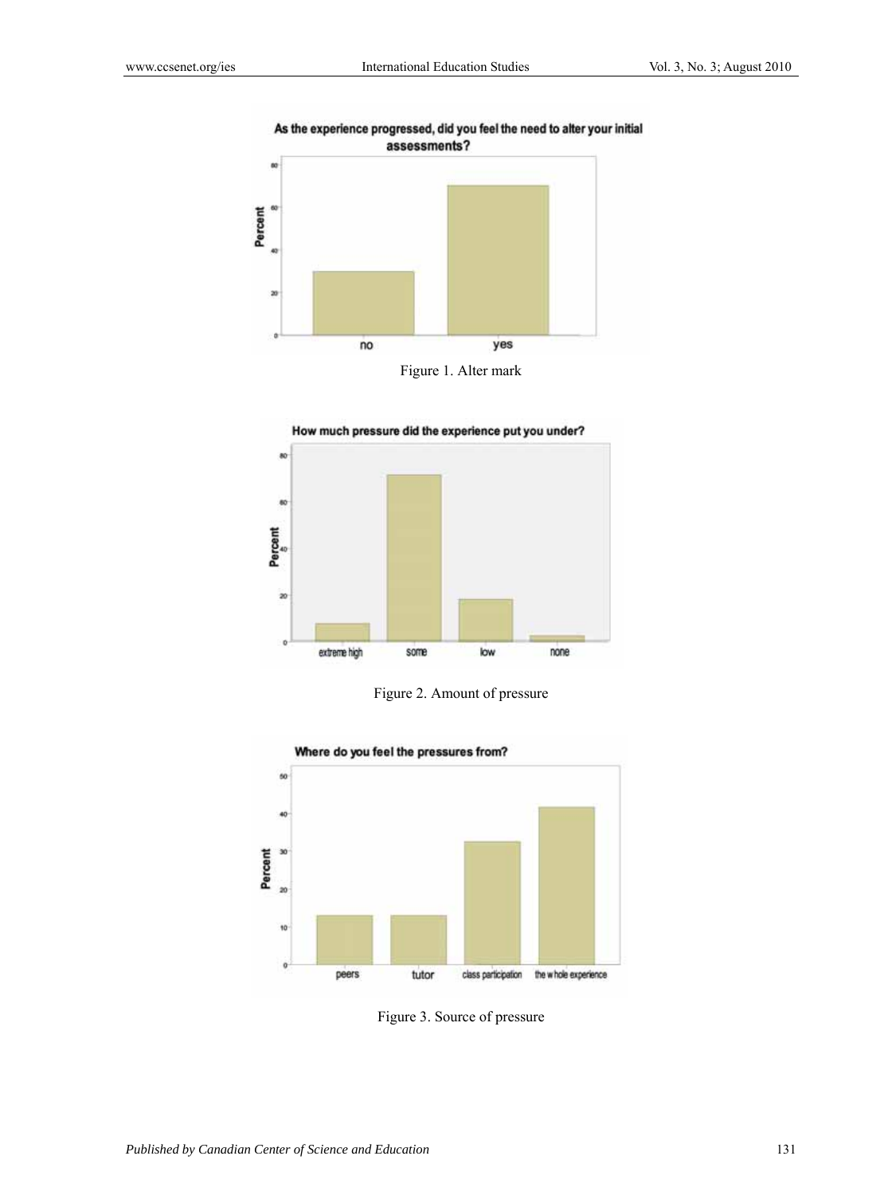As the experience progressed, did you feel the need to alter your initial assessments?

Percent

80

60

40

20

0

no

yes

Figure 1. Alter mark

How much pressure did the experience put you under?

Percent

80

60

40

20

0

extreme high

some

low

none

Figure 2. Amount of pressure

Where do you feel the pressures from?

Percent

50

40

30

20

10

0

peers

tutor

class participation

the whole experience

Figure 3. Source of pressure